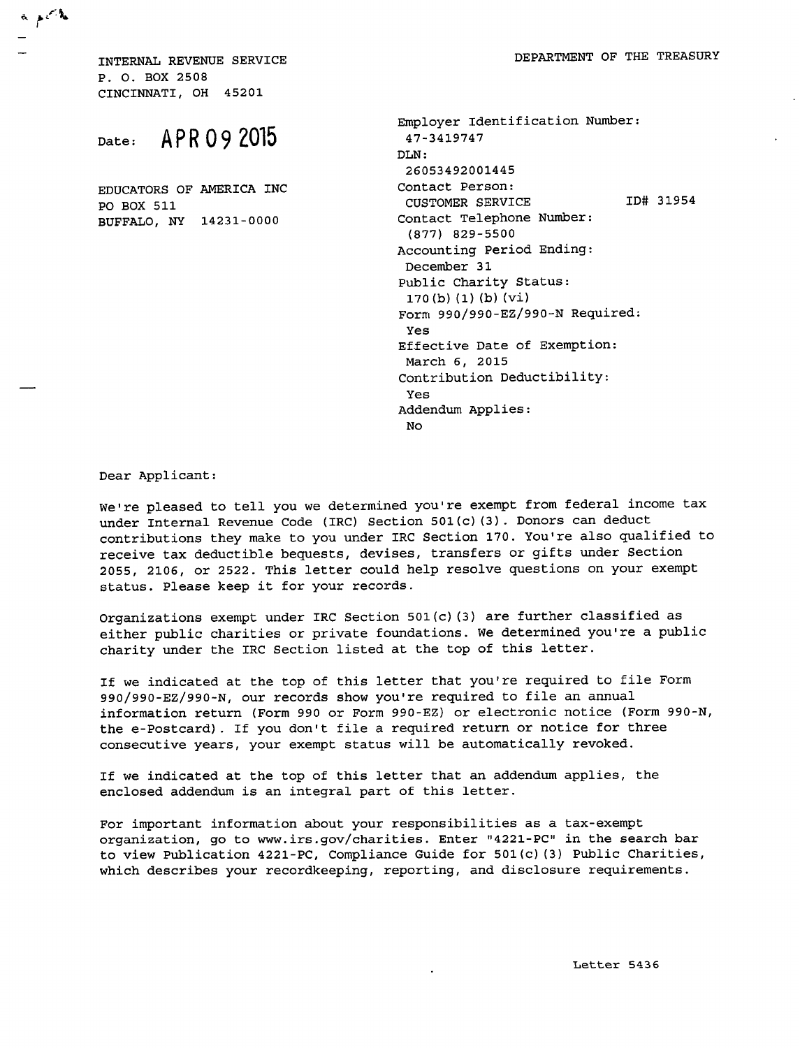INTERNAL REVENUE SERVICE
P. O. BOX 2508
CINCINNATI, OH 45201

DEPARTMENT OF THE TREASURY

Date: APR 09 2015

EDUCATORS OF AMERICA INC
PO BOX 511
BUFFALO, NY 14231-0000

Employer Identification Number:
47-3419747
DLN:
26053492001445
Contact Person:
CUSTOMER SERVICE ID# 31954
Contact Telephone Number:
(877) 829-5500
Accounting Period Ending:
December 31
Public Charity Status:
170(b)(1)(b)(vi)
Form 990/990-EZ/990-N Required:
Yes
Effective Date of Exemption:
March 6, 2015
Contribution Deductibility:
Yes
Addendum Applies:
No

Dear Applicant:

We're pleased to tell you we determined you're exempt from federal income tax under Internal Revenue Code (IRC) Section 501(c)(3). Donors can deduct contributions they make to you under IRC Section 170. You're also qualified to receive tax deductible bequests, devises, transfers or gifts under Section 2055, 2106, or 2522. This letter could help resolve questions on your exempt status. Please keep it for your records.

Organizations exempt under IRC Section 501(c)(3) are further classified as either public charities or private foundations. We determined you're a public charity under the IRC Section listed at the top of this letter.

If we indicated at the top of this letter that you're required to file Form 990/990-EZ/990-N, our records show you're required to file an annual information return (Form 990 or Form 990-EZ) or electronic notice (Form 990-N, the e-Postcard). If you don't file a required return or notice for three consecutive years, your exempt status will be automatically revoked.

If we indicated at the top of this letter that an addendum applies, the enclosed addendum is an integral part of this letter.

For important information about your responsibilities as a tax-exempt organization, go to www.irs.gov/charities. Enter "4221-PC" in the search bar to view Publication 4221-PC, Compliance Guide for 501(c)(3) Public Charities, which describes your recordkeeping, reporting, and disclosure requirements.

Letter 5436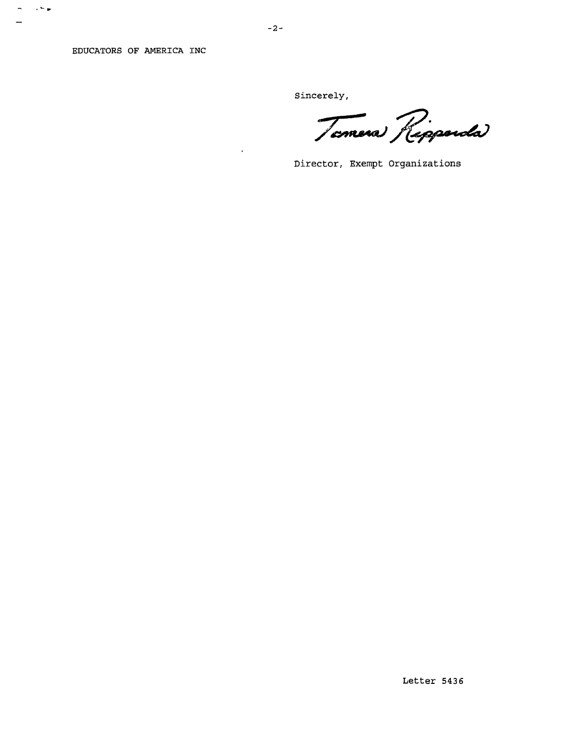EDUCATORS OF AMERICA INC

Sincerely,

Tamera Ripperda

Director, Exempt Organizations

Letter 5436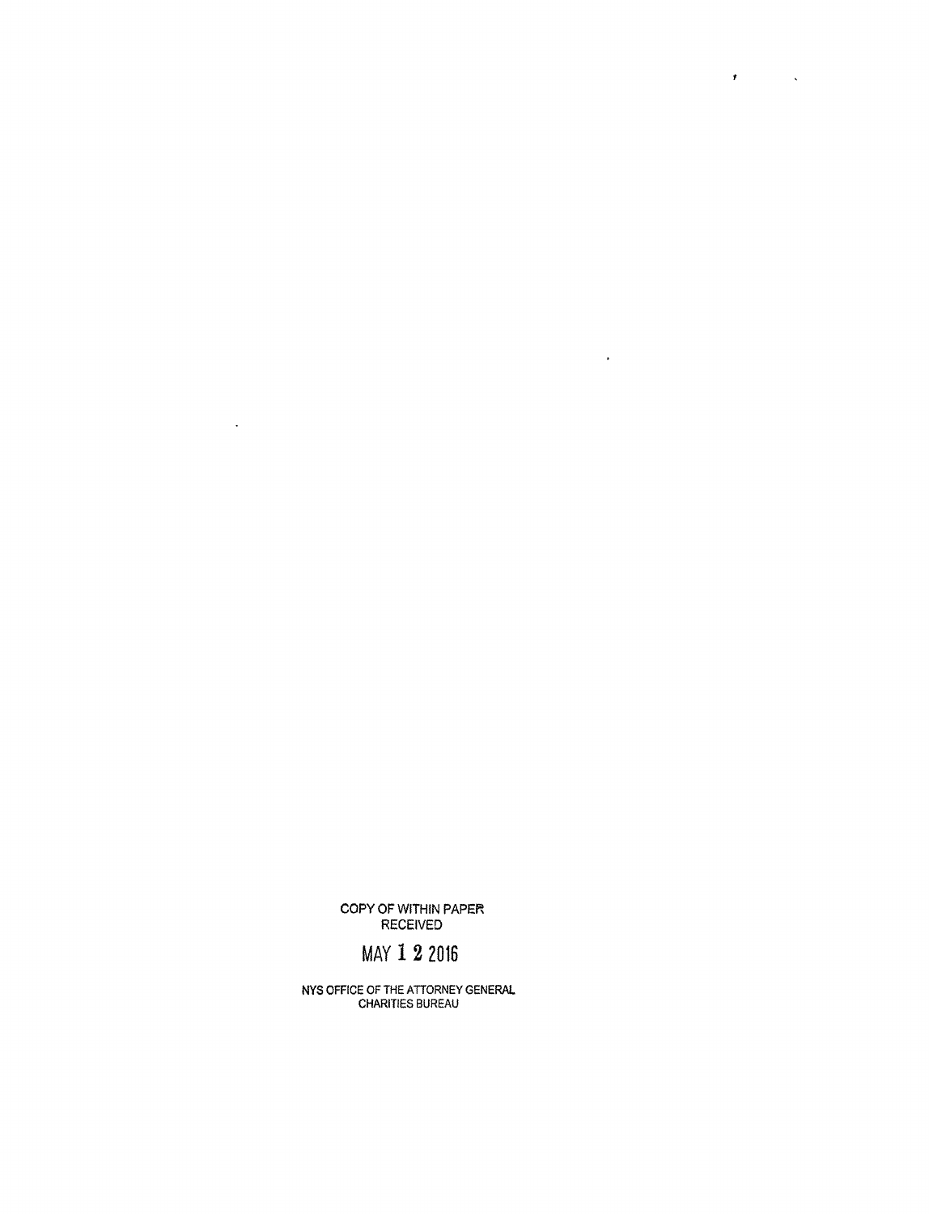COPY OF WITHIN PAPER
RECEIVED

MAY 12 2016

NYS OFFICE OF THE ATTORNEY GENERAL
CHARITIES BUREAU